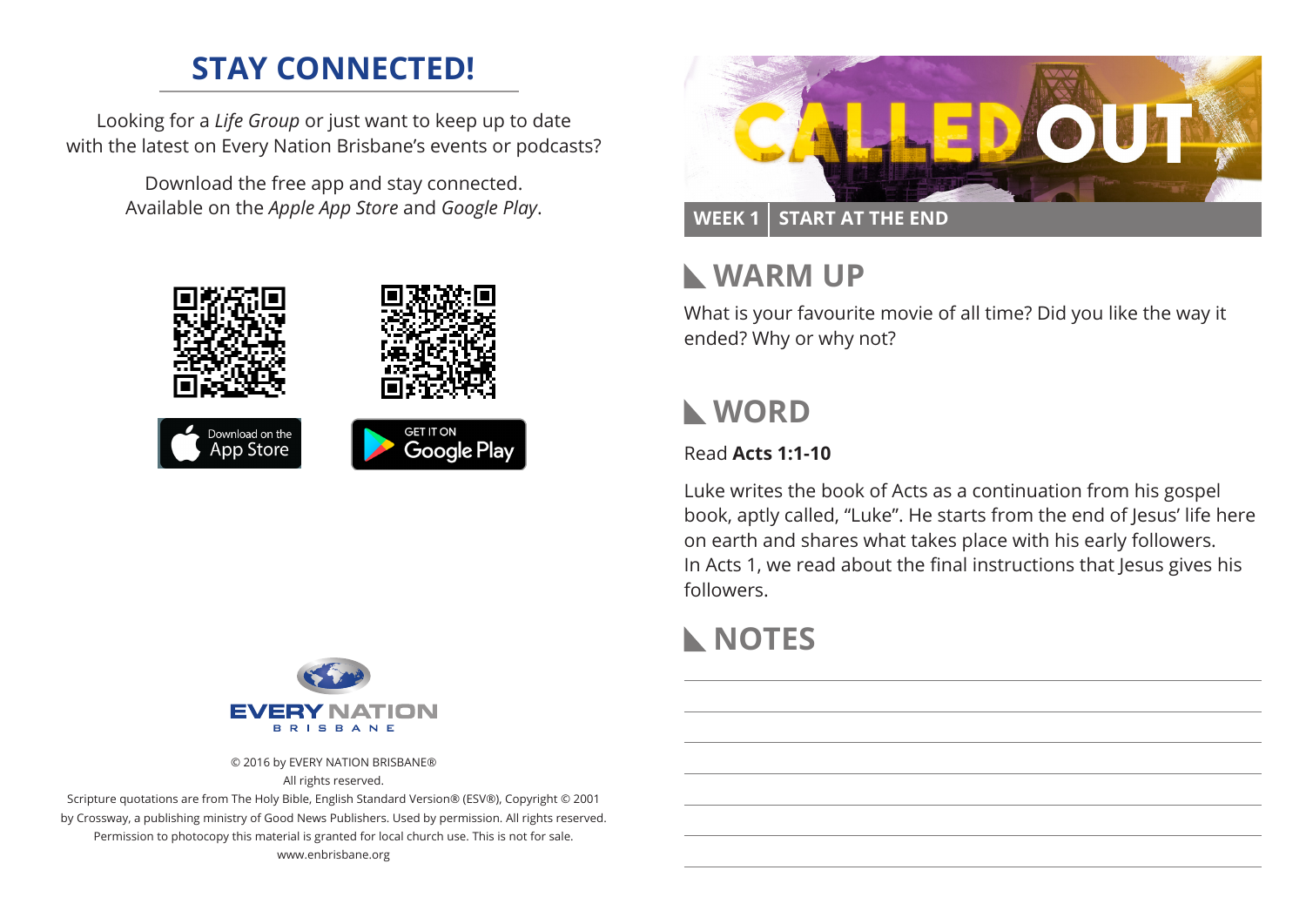## STAY CONNECTED!

Looking for a *Life Group* or just want to keep up to date with the latest on Every Nation Brisbane's events or podcasts?

Download the free app and stay connected. Available on the *Apple App Store* and *Google Play*.

Download on the App Store

GET IT ON Google Play

EVERY NATION BRISBANE

© 2016 by EVERY NATION BRISBANE®
All rights reserved.
Scripture quotations are from The Holy Bible, English Standard Version® (ESV®), Copyright © 2001 by Crossway, a publishing ministry of Good News Publishers. Used by permission. All rights reserved.
Permission to photocopy this material is granted for local church use. This is not for sale.
www.enbrisbane.org

# CALLED OUT

**WEEK 1 | START AT THE END**

## WARM UP

What is your favourite movie of all time? Did you like the way it ended? Why or why not?

## WORD

Read **Acts 1:1-10**

Luke writes the book of Acts as a continuation from his gospel book, aptly called, "Luke". He starts from the end of Jesus' life here on earth and shares what takes place with his early followers. In Acts 1, we read about the final instructions that Jesus gives his followers.

## NOTES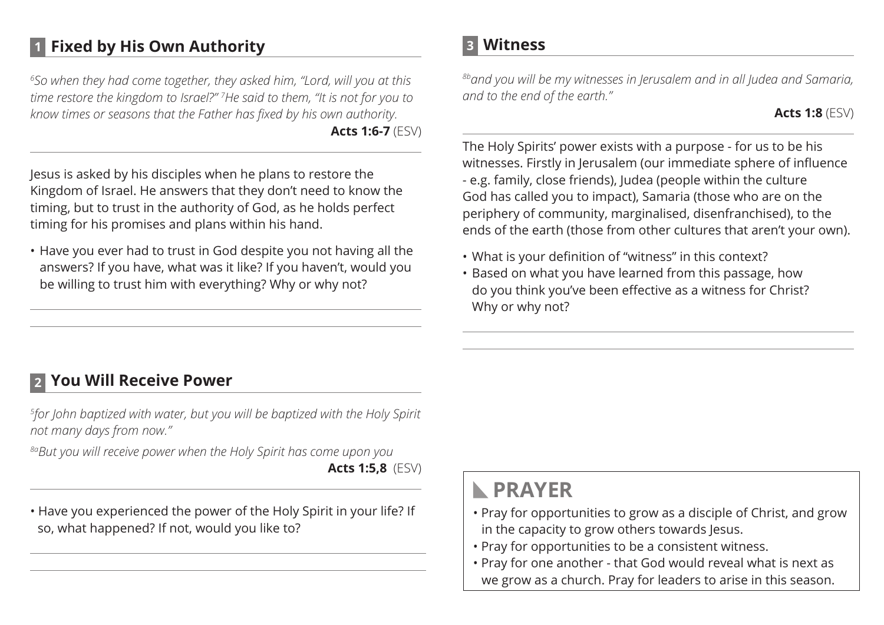## 1 Fixed by His Own Authority

*[6]So when they had come together, they asked him, "Lord, will you at this time restore the kingdom to Israel?" [7]He said to them, "It is not for you to know times or seasons that the Father has fixed by his own authority.*

**Acts 1:6-7** (ESV)

Jesus is asked by his disciples when he plans to restore the Kingdom of Israel. He answers that they don't need to know the timing, but to trust in the authority of God, as he holds perfect timing for his promises and plans within his hand.

- Have you ever had to trust in God despite you not having all the answers? If you have, what was it like? If you haven't, would you be willing to trust him with everything? Why or why not?

## 2 You Will Receive Power

*[5]for John baptized with water, but you will be baptized with the Holy Spirit not many days from now."*

*[8a]But you will receive power when the Holy Spirit has come upon you*

**Acts 1:5,8** (ESV)

- Have you experienced the power of the Holy Spirit in your life? If so, what happened? If not, would you like to?

## 3 Witness

*[8b]and you will be my witnesses in Jerusalem and in all Judea and Samaria, and to the end of the earth."*

**Acts 1:8** (ESV)

The Holy Spirits' power exists with a purpose - for us to be his witnesses. Firstly in Jerusalem (our immediate sphere of influence - e.g. family, close friends), Judea (people within the culture God has called you to impact), Samaria (those who are on the periphery of community, marginalised, disenfranchised), to the ends of the earth (those from other cultures that aren't your own).

- What is your definition of "witness" in this context?
- Based on what you have learned from this passage, how do you think you've been effective as a witness for Christ? Why or why not?

## PRAYER

- Pray for opportunities to grow as a disciple of Christ, and grow in the capacity to grow others towards Jesus.
- Pray for opportunities to be a consistent witness.
- Pray for one another - that God would reveal what is next as we grow as a church. Pray for leaders to arise in this season.